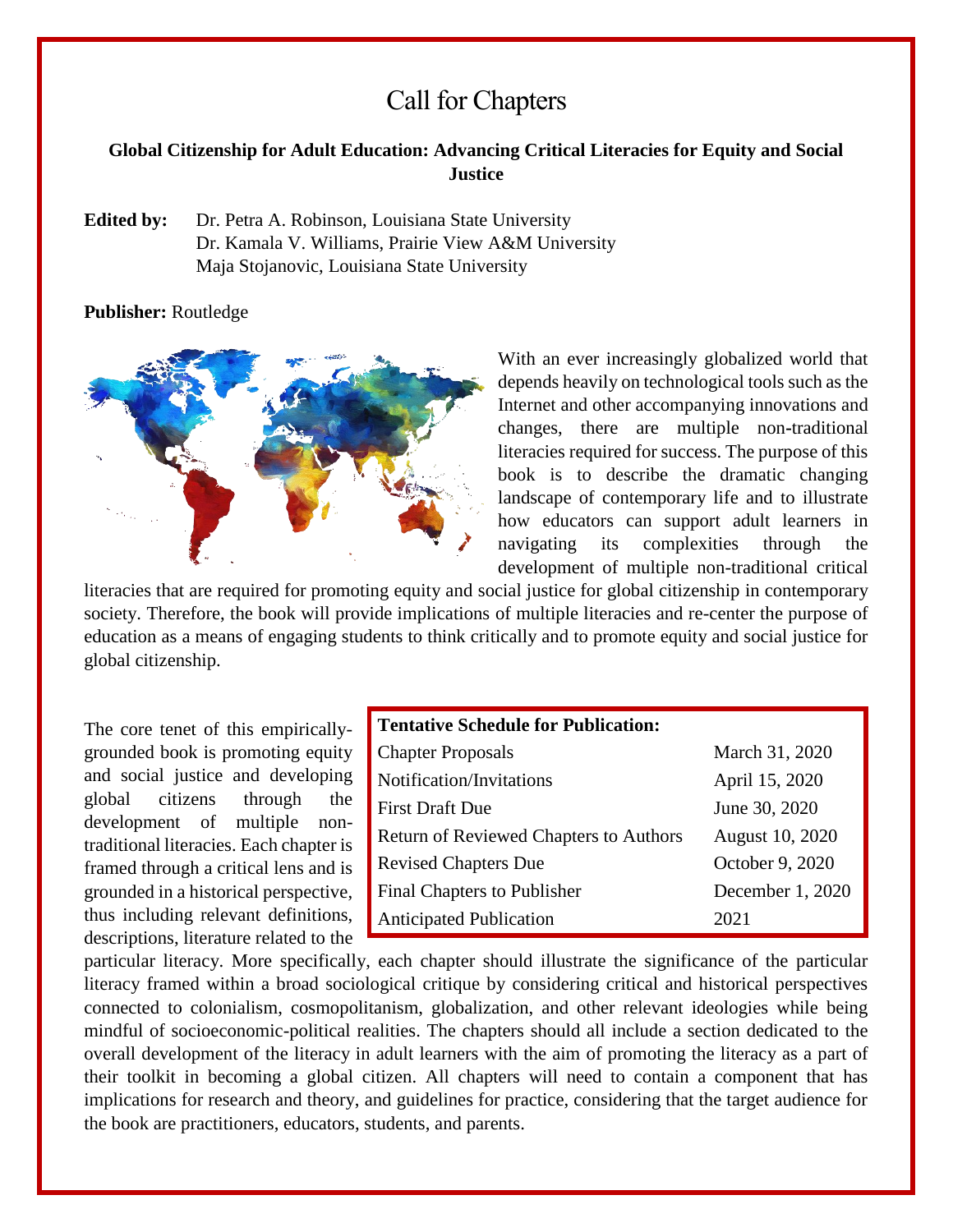# Call for Chapters

**Global Citizenship for Adult Education: Advancing Critical Literacies for Equity and Social Justice**

**Edited by:** Dr. Petra A. Robinson, Louisiana State University
Dr. Kamala V. Williams, Prairie View A&M University
Maja Stojanovic, Louisiana State University

**Publisher:** Routledge

With an ever increasingly globalized world that depends heavily on technological tools such as the Internet and other accompanying innovations and changes, there are multiple non-traditional literacies required for success. The purpose of this book is to describe the dramatic changing landscape of contemporary life and to illustrate how educators can support adult learners in navigating its complexities through the development of multiple non-traditional critical literacies that are required for promoting equity and social justice for global citizenship in contemporary society. Therefore, the book will provide implications of multiple literacies and re-center the purpose of education as a means of engaging students to think critically and to promote equity and social justice for global citizenship.

| **Tentative Schedule for Publication:** | |
|---|---|
| Chapter Proposals | March 31, 2020 |
| Notification/Invitations | April 15, 2020 |
| First Draft Due | June 30, 2020 |
| Return of Reviewed Chapters to Authors | August 10, 2020 |
| Revised Chapters Due | October 9, 2020 |
| Final Chapters to Publisher | December 1, 2020 |
| Anticipated Publication | 2021 |

The core tenet of this empirically-grounded book is promoting equity and social justice and developing global citizens through the development of multiple non-traditional literacies. Each chapter is framed through a critical lens and is grounded in a historical perspective, thus including relevant definitions, descriptions, literature related to the particular literacy. More specifically, each chapter should illustrate the significance of the particular literacy framed within a broad sociological critique by considering critical and historical perspectives connected to colonialism, cosmopolitanism, globalization, and other relevant ideologies while being mindful of socioeconomic-political realities. The chapters should all include a section dedicated to the overall development of the literacy in adult learners with the aim of promoting the literacy as a part of their toolkit in becoming a global citizen. All chapters will need to contain a component that has implications for research and theory, and guidelines for practice, considering that the target audience for the book are practitioners, educators, students, and parents.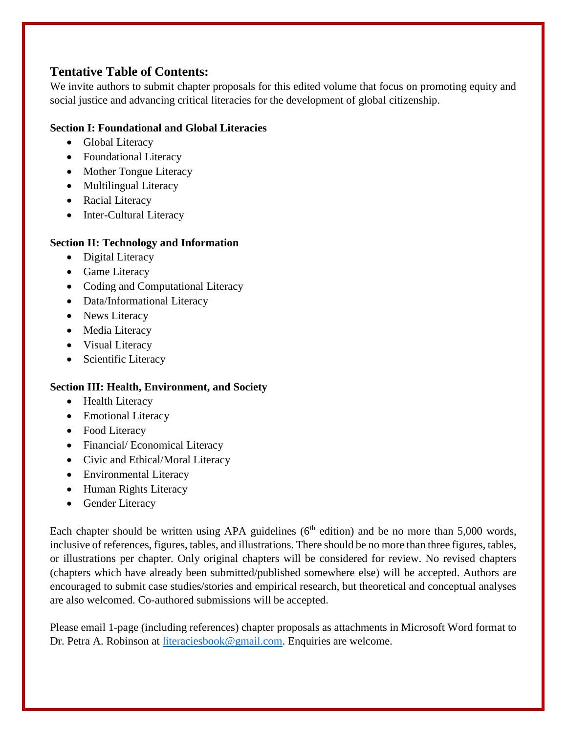## Tentative Table of Contents:

We invite authors to submit chapter proposals for this edited volume that focus on promoting equity and social justice and advancing critical literacies for the development of global citizenship.

**Section I: Foundational and Global Literacies**

- Global Literacy
- Foundational Literacy
- Mother Tongue Literacy
- Multilingual Literacy
- Racial Literacy
- Inter-Cultural Literacy

**Section II: Technology and Information**

- Digital Literacy
- Game Literacy
- Coding and Computational Literacy
- Data/Informational Literacy
- News Literacy
- Media Literacy
- Visual Literacy
- Scientific Literacy

**Section III: Health, Environment, and Society**

- Health Literacy
- Emotional Literacy
- Food Literacy
- Financial/ Economical Literacy
- Civic and Ethical/Moral Literacy
- Environmental Literacy
- Human Rights Literacy
- Gender Literacy

Each chapter should be written using APA guidelines (6th edition) and be no more than 5,000 words, inclusive of references, figures, tables, and illustrations. There should be no more than three figures, tables, or illustrations per chapter. Only original chapters will be considered for review. No revised chapters (chapters which have already been submitted/published somewhere else) will be accepted. Authors are encouraged to submit case studies/stories and empirical research, but theoretical and conceptual analyses are also welcomed. Co-authored submissions will be accepted.

Please email 1-page (including references) chapter proposals as attachments in Microsoft Word format to Dr. Petra A. Robinson at literaciesbook@gmail.com. Enquiries are welcome.